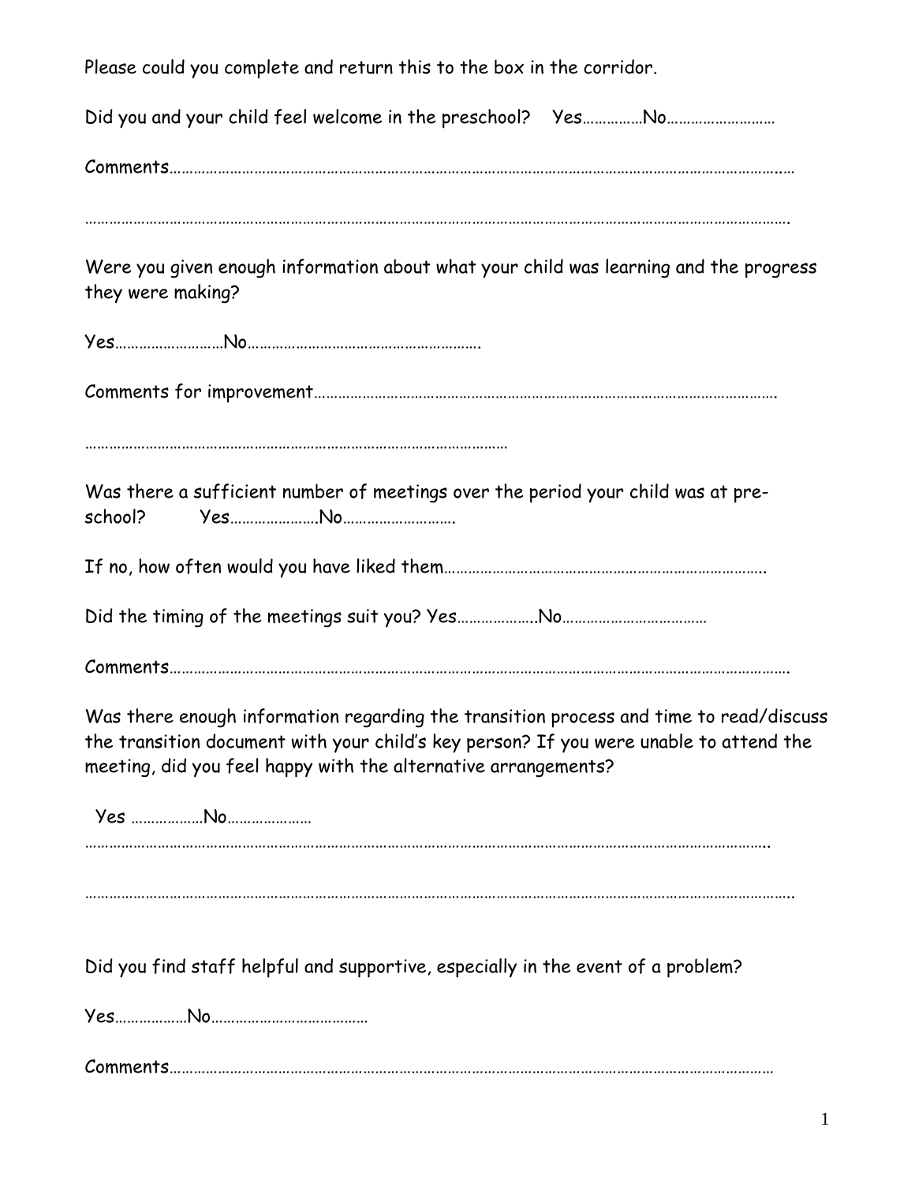Please could you complete and return this to the box in the corridor.

Did you and your child feel welcome in the preschool? Yes……………No………………………

Comments…………………………………………………………………………………………………………………………….…

…………………………………………………………………………………………………………………………………………….

Were you given enough information about what your child was learning and the progress they were making?

Yes………………………No…………………………………………………….

Comments for improvement………………………………………………………………………………………………….

……………………………………………………………………………………………

Was there a sufficient number of meetings over the period your child was at pre-school? Yes………………….No……………………….

If no, how often would you have liked them……………………………………………………………………..

Did the timing of the meetings suit you? Yes………………..No………………………………

Comments……………………………………………………………………………………………………………………………….

Was there enough information regarding the transition process and time to read/discuss the transition document with your child's key person? If you were unable to attend the meeting, did you feel happy with the alternative arrangements?

Yes ………………No…………………

…………………………………………………………………………………………………………………………………………..

……………………………………………………………………………………………………………………………………………..

Did you find staff helpful and supportive, especially in the event of a problem?

Yes………………No…………………………………

Comments……………………………………………………………………………………………………………………………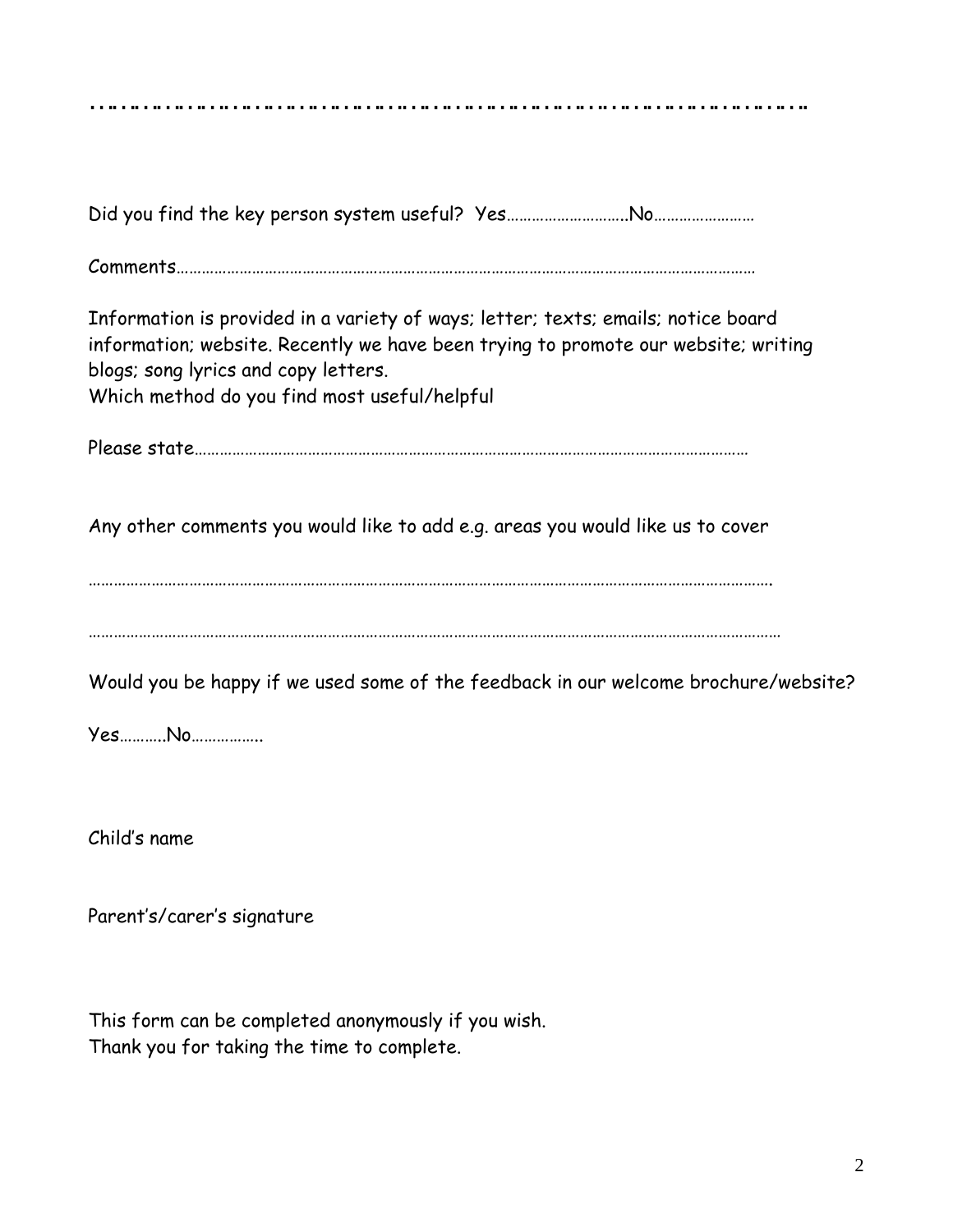……………………………………………………………………………………………………

Did you find the key person system useful? Yes………………………..No……………………

Comments……………………………………………………………………………………………………………………

Information is provided in a variety of ways; letter; texts; emails; notice board information; website. Recently we have been trying to promote our website; writing blogs; song lyrics and copy letters.
Which method do you find most useful/helpful

Please state…………………………………………………………………………………………………………………

Any other comments you would like to add e.g. areas you would like us to cover

……………………………………………………………………………………………………………………………………….

……………………………………………………………………………………………………………………………………

Would you be happy if we used some of the feedback in our welcome brochure/website?

Yes………..No……………..

Child's name

Parent's/carer's signature

This form can be completed anonymously if you wish.
Thank you for taking the time to complete.